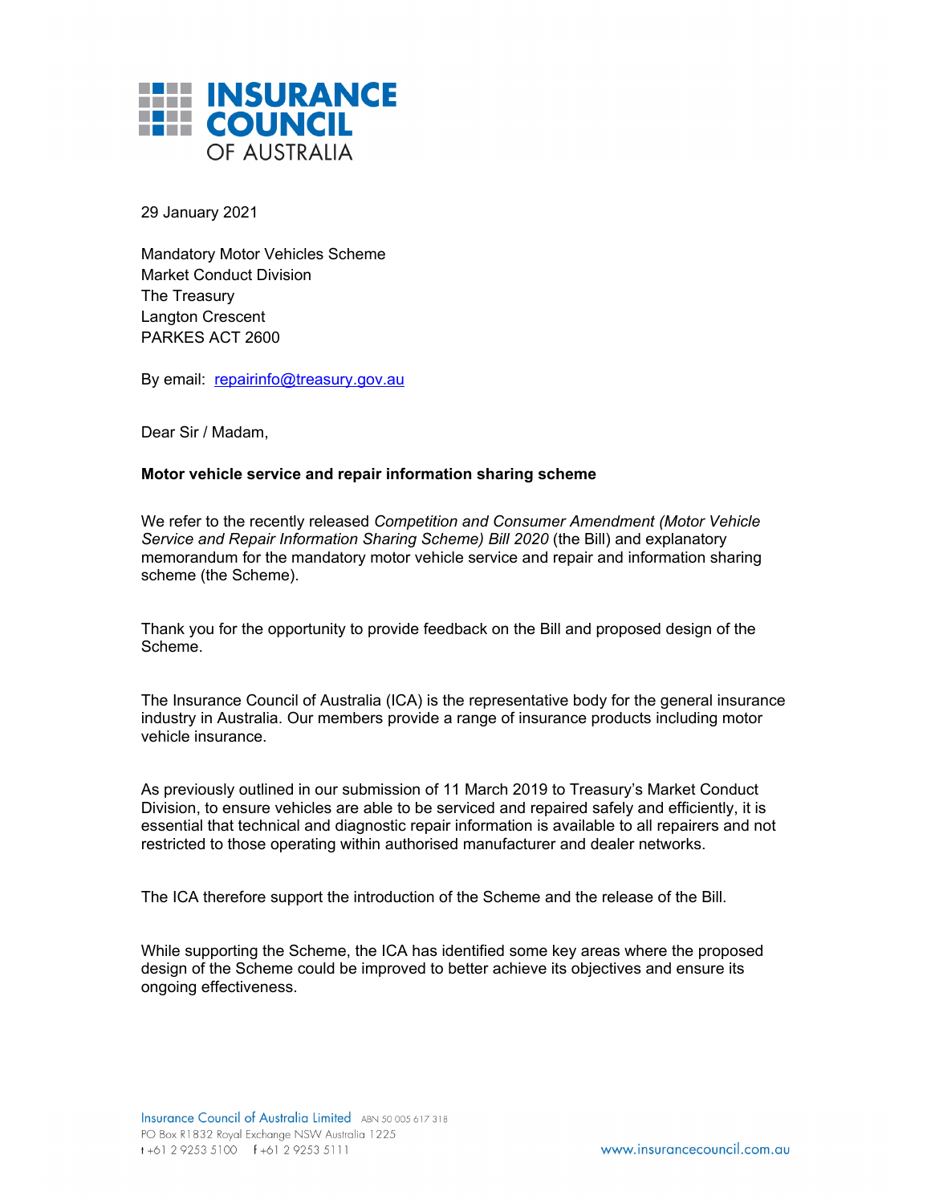INSURANCE COUNCIL OF AUSTRALIA

29 January 2021

Mandatory Motor Vehicles Scheme
Market Conduct Division
The Treasury
Langton Crescent
PARKES ACT 2600

By email: repairinfo@treasury.gov.au

Dear Sir / Madam,

**Motor vehicle service and repair information sharing scheme**

We refer to the recently released *Competition and Consumer Amendment (Motor Vehicle Service and Repair Information Sharing Scheme) Bill 2020* (the Bill) and explanatory memorandum for the mandatory motor vehicle service and repair and information sharing scheme (the Scheme).

Thank you for the opportunity to provide feedback on the Bill and proposed design of the Scheme.

The Insurance Council of Australia (ICA) is the representative body for the general insurance industry in Australia. Our members provide a range of insurance products including motor vehicle insurance.

As previously outlined in our submission of 11 March 2019 to Treasury's Market Conduct Division, to ensure vehicles are able to be serviced and repaired safely and efficiently, it is essential that technical and diagnostic repair information is available to all repairers and not restricted to those operating within authorised manufacturer and dealer networks.

The ICA therefore support the introduction of the Scheme and the release of the Bill.

While supporting the Scheme, the ICA has identified some key areas where the proposed design of the Scheme could be improved to better achieve its objectives and ensure its ongoing effectiveness.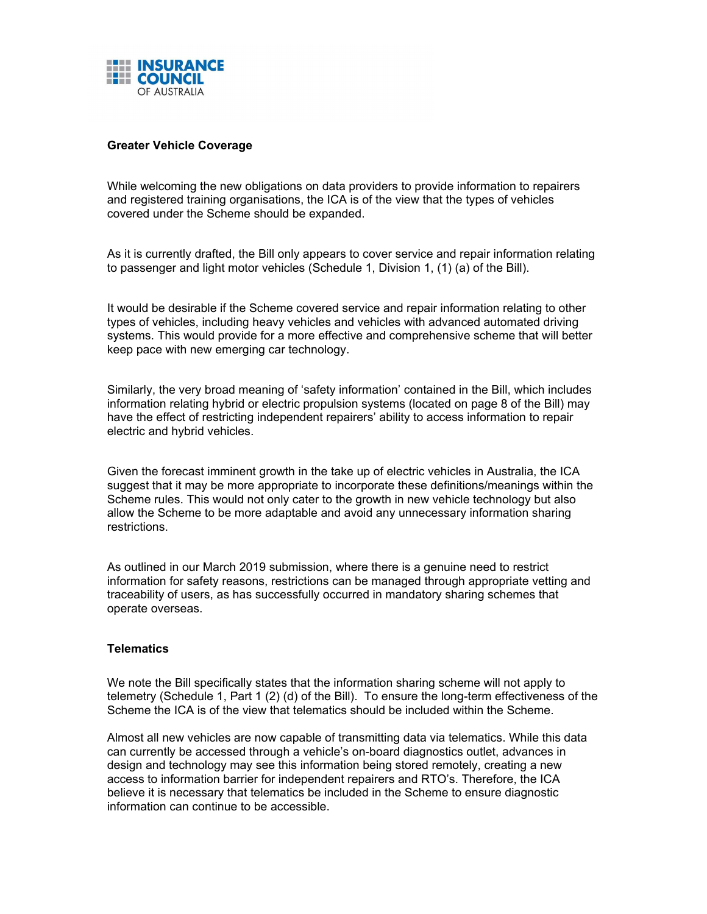**Greater Vehicle Coverage**

While welcoming the new obligations on data providers to provide information to repairers and registered training organisations, the ICA is of the view that the types of vehicles covered under the Scheme should be expanded.

As it is currently drafted, the Bill only appears to cover service and repair information relating to passenger and light motor vehicles (Schedule 1, Division 1, (1) (a) of the Bill).

It would be desirable if the Scheme covered service and repair information relating to other types of vehicles, including heavy vehicles and vehicles with advanced automated driving systems. This would provide for a more effective and comprehensive scheme that will better keep pace with new emerging car technology.

Similarly, the very broad meaning of 'safety information' contained in the Bill, which includes information relating hybrid or electric propulsion systems (located on page 8 of the Bill) may have the effect of restricting independent repairers' ability to access information to repair electric and hybrid vehicles.

Given the forecast imminent growth in the take up of electric vehicles in Australia, the ICA suggest that it may be more appropriate to incorporate these definitions/meanings within the Scheme rules. This would not only cater to the growth in new vehicle technology but also allow the Scheme to be more adaptable and avoid any unnecessary information sharing restrictions.

As outlined in our March 2019 submission, where there is a genuine need to restrict information for safety reasons, restrictions can be managed through appropriate vetting and traceability of users, as has successfully occurred in mandatory sharing schemes that operate overseas.

**Telematics**

We note the Bill specifically states that the information sharing scheme will not apply to telemetry (Schedule 1, Part 1 (2) (d) of the Bill). To ensure the long-term effectiveness of the Scheme the ICA is of the view that telematics should be included within the Scheme.

Almost all new vehicles are now capable of transmitting data via telematics. While this data can currently be accessed through a vehicle's on-board diagnostics outlet, advances in design and technology may see this information being stored remotely, creating a new access to information barrier for independent repairers and RTO's. Therefore, the ICA believe it is necessary that telematics be included in the Scheme to ensure diagnostic information can continue to be accessible.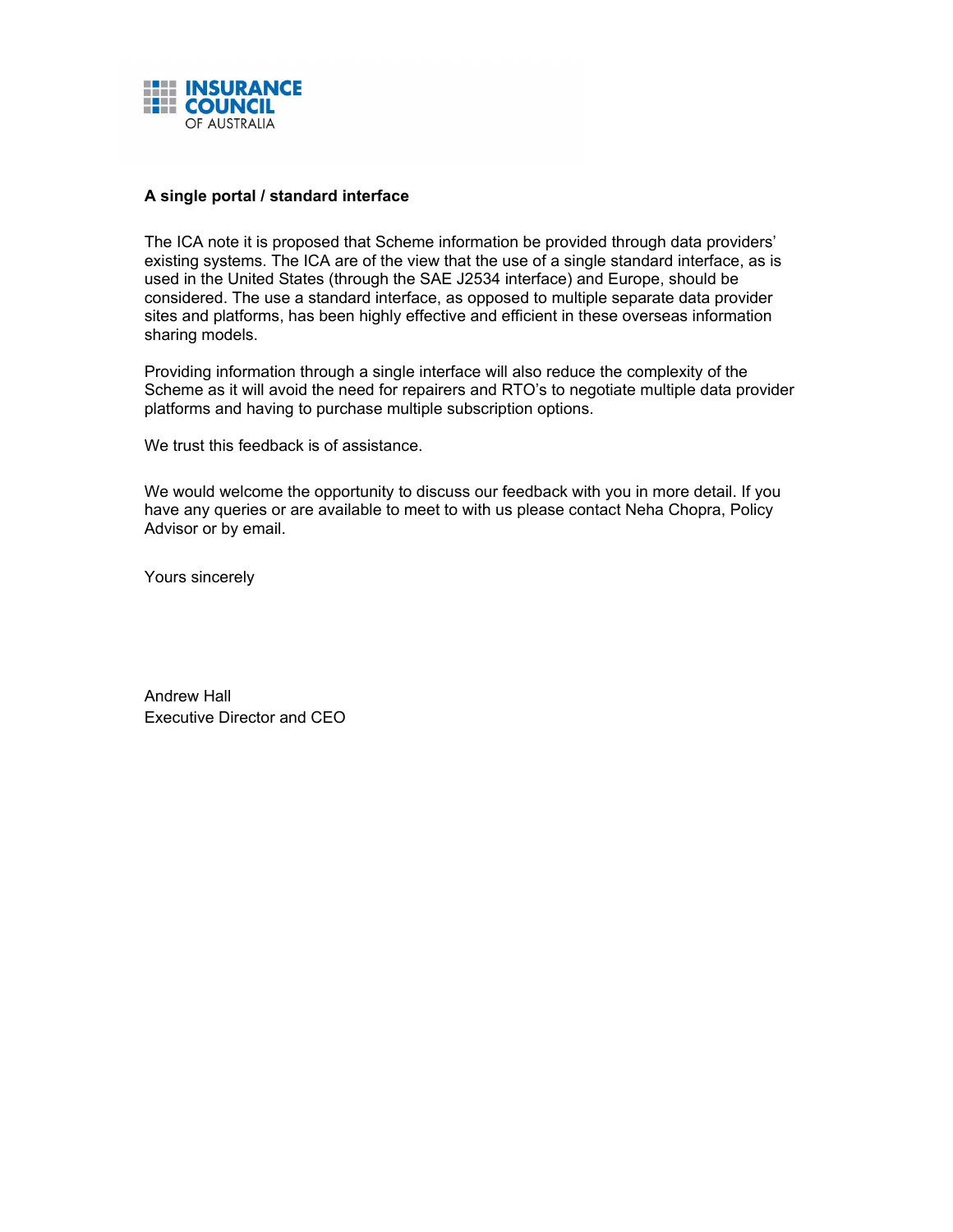**A single portal / standard interface**

The ICA note it is proposed that Scheme information be provided through data providers' existing systems. The ICA are of the view that the use of a single standard interface, as is used in the United States (through the SAE J2534 interface) and Europe, should be considered. The use a standard interface, as opposed to multiple separate data provider sites and platforms, has been highly effective and efficient in these overseas information sharing models.

Providing information through a single interface will also reduce the complexity of the Scheme as it will avoid the need for repairers and RTO's to negotiate multiple data provider platforms and having to purchase multiple subscription options.

We trust this feedback is of assistance.

We would welcome the opportunity to discuss our feedback with you in more detail. If you have any queries or are available to meet to with us please contact Neha Chopra, Policy Advisor or by email.

Yours sincerely

Andrew Hall
Executive Director and CEO